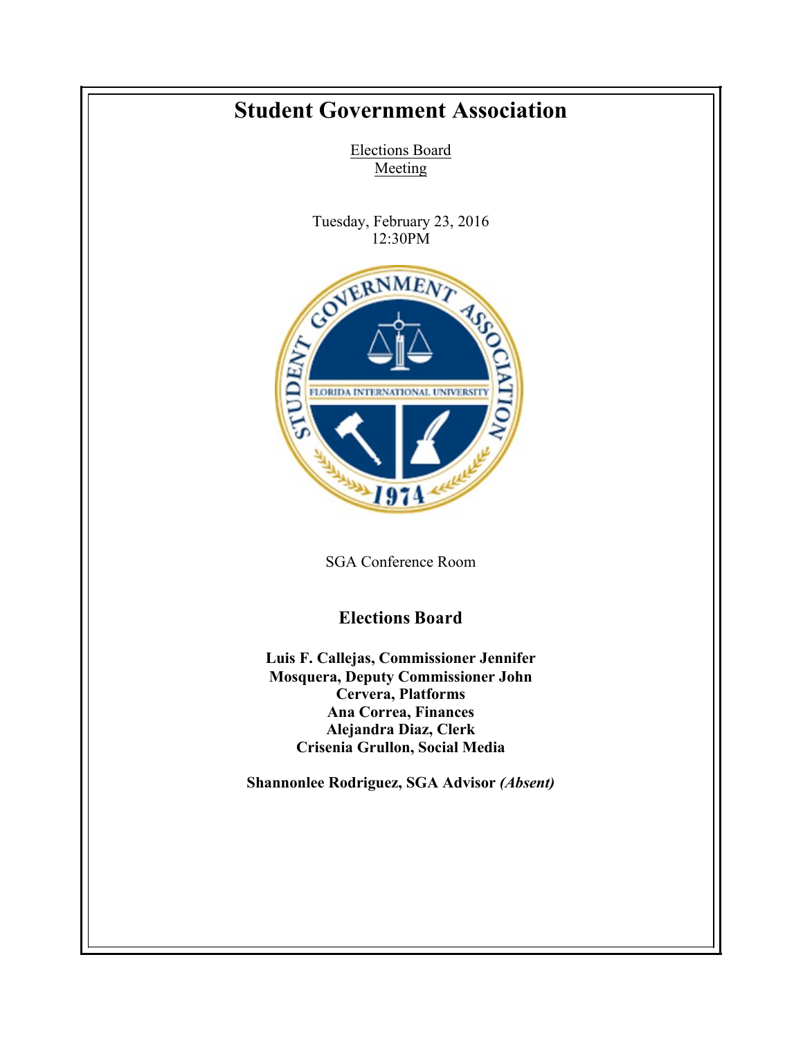# Student Government Association

Elections Board
Meeting

Tuesday, February 23, 2016
12:30PM

SGA Conference Room

## Elections Board

**Luis F. Callejas, Commissioner Jennifer Mosquera, Deputy Commissioner John Cervera, Platforms**
**Ana Correa, Finances**
**Alejandra Diaz, Clerk**
**Crisenia Grullon, Social Media**

**Shannonlee Rodriguez, SGA Advisor *(Absent)***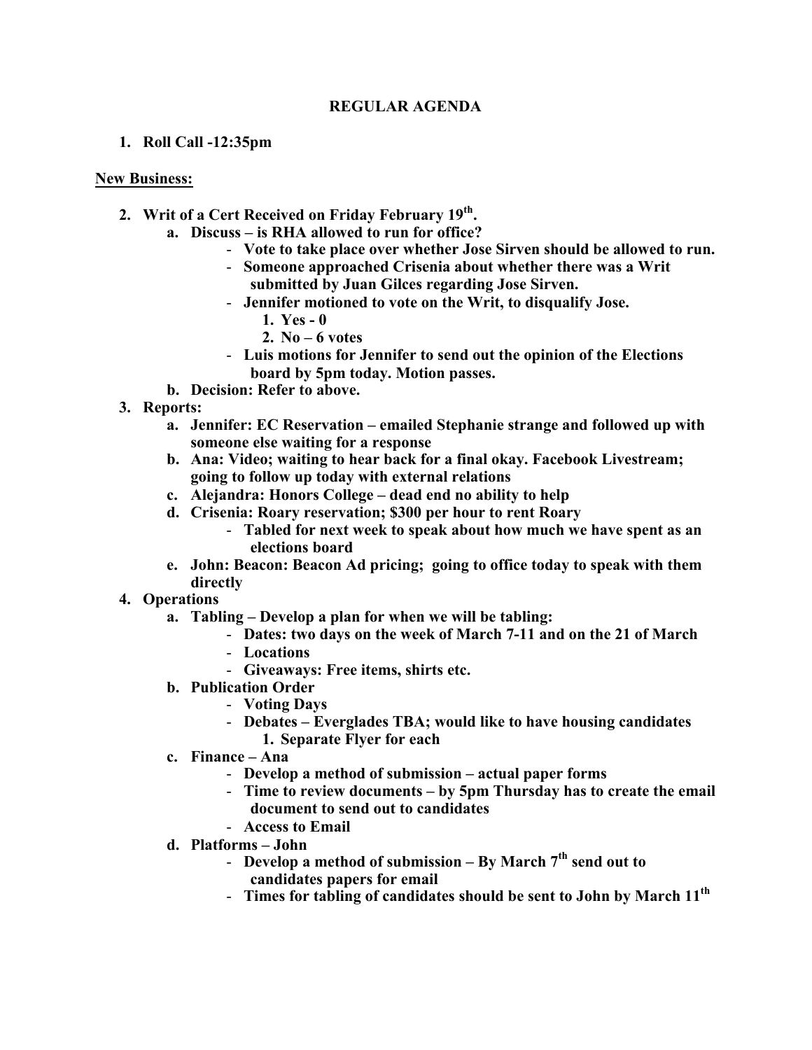**REGULAR AGENDA**

1. **Roll Call -12:35pm**

**New Business:**

2. **Writ of a Cert Received on Friday February 19th.**
   a. **Discuss – is RHA allowed to run for office?**
      - **Vote to take place over whether Jose Sirven should be allowed to run.**
      - **Someone approached Crisenia about whether there was a Writ submitted by Juan Gilces regarding Jose Sirven.**
      - **Jennifer motioned to vote on the Writ, to disqualify Jose.**
         1. **Yes - 0**
         2. **No – 6 votes**
      - **Luis motions for Jennifer to send out the opinion of the Elections board by 5pm today. Motion passes.**

   b. **Decision: Refer to above.**
3. **Reports:**
   a. **Jennifer: EC Reservation – emailed Stephanie strange and followed up with someone else waiting for a response**
   b. **Ana: Video; waiting to hear back for a final okay. Facebook Livestream; going to follow up today with external relations**
   c. **Alejandra: Honors College – dead end no ability to help**
   d. **Crisenia: Roary reservation; $300 per hour to rent Roary**
      - **Tabled for next week to speak about how much we have spent as an elections board**

   e. **John: Beacon: Beacon Ad pricing; going to office today to speak with them directly**
4. **Operations**
   a. **Tabling – Develop a plan for when we will be tabling:**
      - **Dates: two days on the week of March 7-11 and on the 21 of March**
      - **Locations**
      - **Giveaways: Free items, shirts etc.**

   b. **Publication Order**
      - **Voting Days**
      - **Debates – Everglades TBA; would like to have housing candidates**
         1. **Separate Flyer for each**

   c. **Finance – Ana**
      - **Develop a method of submission – actual paper forms**
      - **Time to review documents – by 5pm Thursday has to create the email document to send out to candidates**
      - **Access to Email**

   d. **Platforms – John**
      - **Develop a method of submission – By March 7th send out to candidates papers for email**
      - **Times for tabling of candidates should be sent to John by March 11th**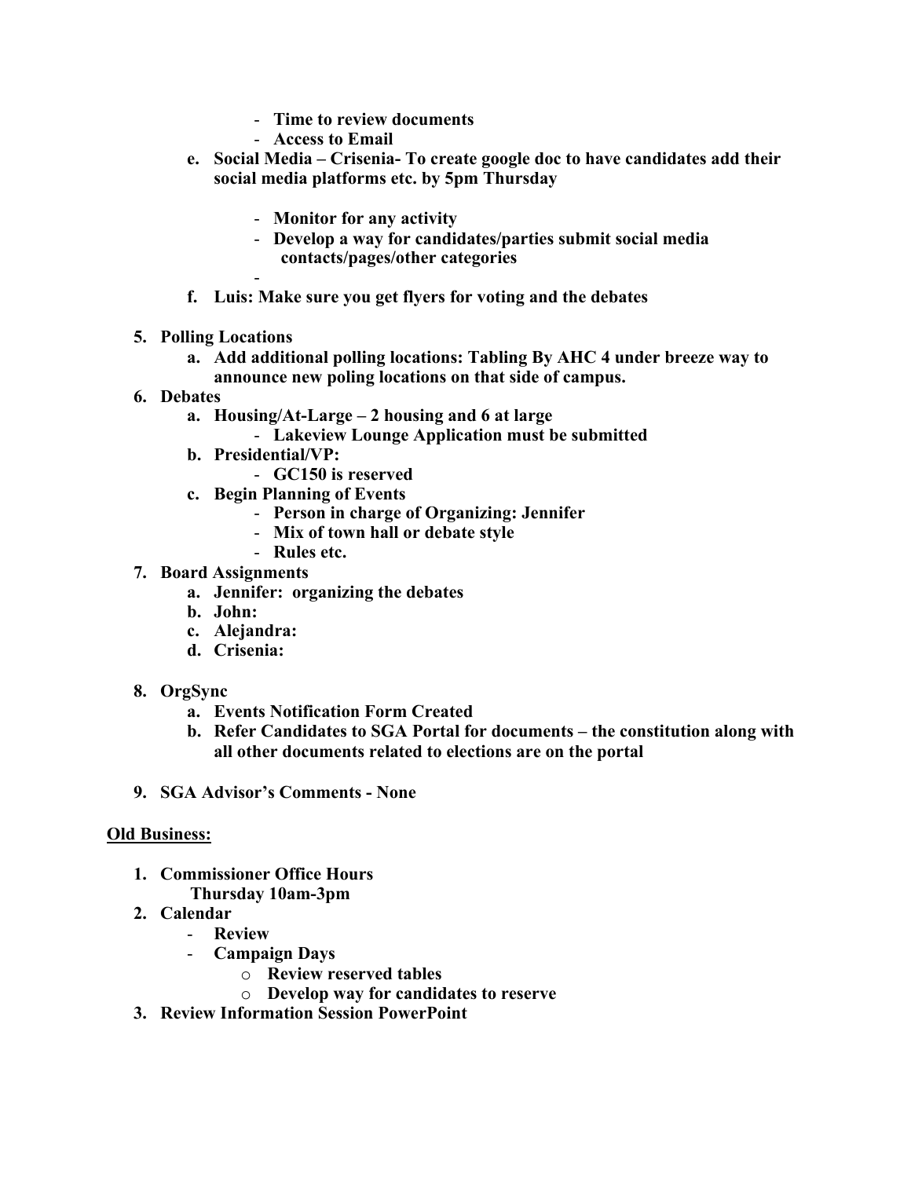- **Time to review documents**
   - **Access to Email**

e. **Social Media – Crisenia- To create google doc to have candidates add their social media platforms etc. by 5pm Thursday**

   - **Monitor for any activity**
   - **Develop a way for candidates/parties submit social media contacts/pages/other categories**
   -

f. **Luis: Make sure you get flyers for voting and the debates**

5. **Polling Locations**
   a. **Add additional polling locations: Tabling By AHC 4 under breeze way to announce new poling locations on that side of campus.**
6. **Debates**
   a. **Housing/At-Large – 2 housing and 6 at large**
      - **Lakeview Lounge Application must be submitted**
   b. **Presidential/VP:**
      - **GC150 is reserved**
   c. **Begin Planning of Events**
      - **Person in charge of Organizing: Jennifer**
      - **Mix of town hall or debate style**
      - **Rules etc.**
7. **Board Assignments**
   a. **Jennifer: organizing the debates**
   b. **John:**
   c. **Alejandra:**
   d. **Crisenia:**

8. **OrgSync**
   a. **Events Notification Form Created**
   b. **Refer Candidates to SGA Portal for documents – the constitution along with all other documents related to elections are on the portal**

9. **SGA Advisor's Comments - None**

**Old Business:**

1. **Commissioner Office Hours**
   **Thursday 10am-3pm**
2. **Calendar**
   - **Review**
   - **Campaign Days**
     - **Review reserved tables**
     - **Develop way for candidates to reserve**
3. **Review Information Session PowerPoint**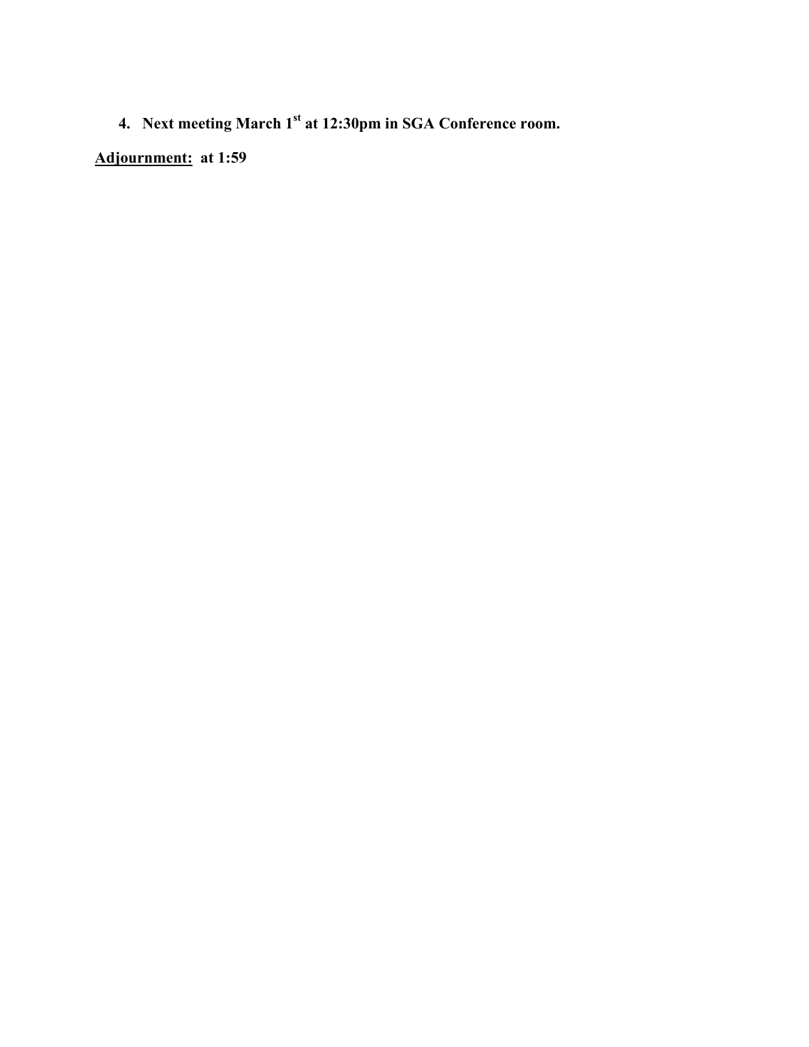4. **Next meeting March 1st at 12:30pm in SGA Conference room.**

**<u>Adjournment:</u> at 1:59**